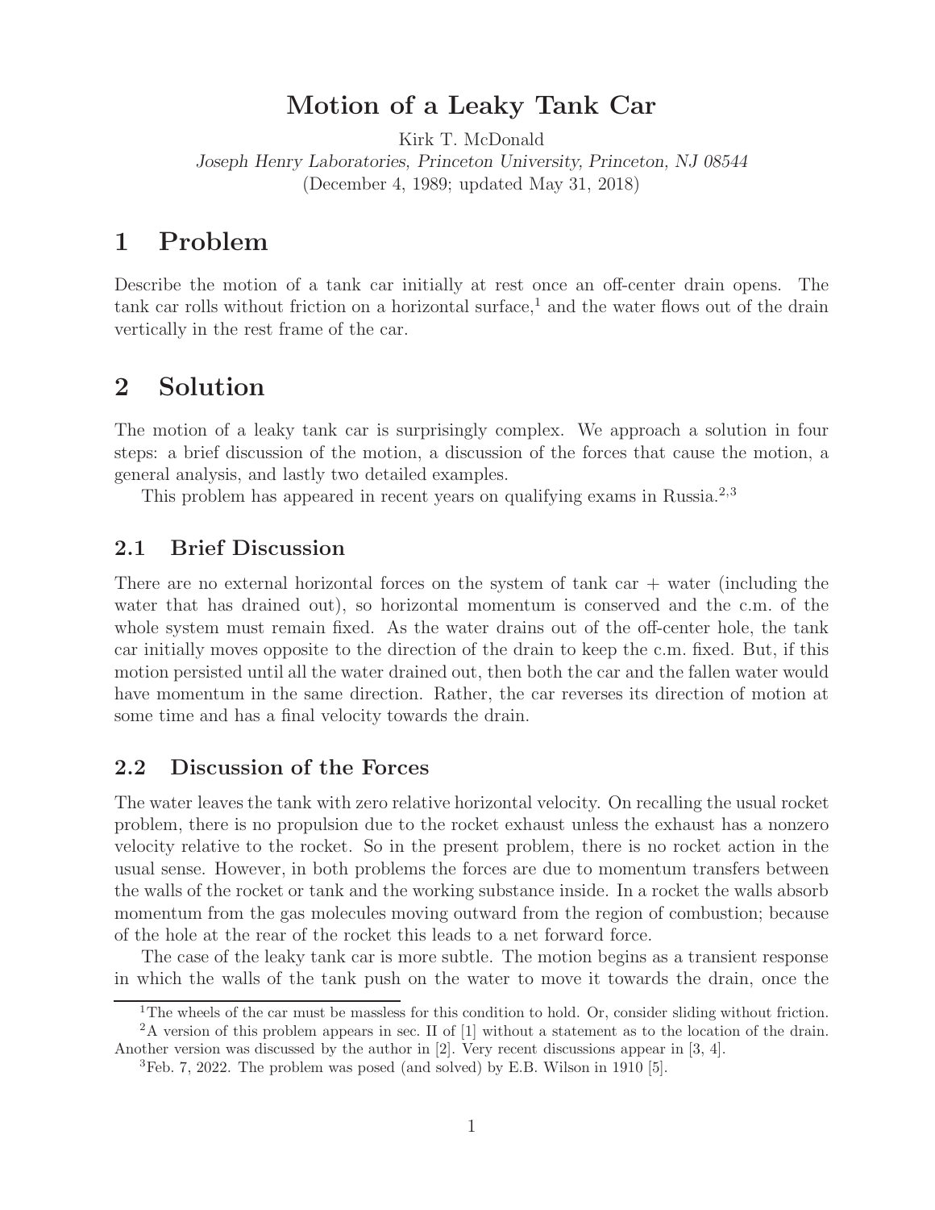# Motion of a Leaky Tank Car

Kirk T. McDonald
*Joseph Henry Laboratories, Princeton University, Princeton, NJ 08544*
(December 4, 1989; updated May 31, 2018)

## 1 Problem

Describe the motion of a tank car initially at rest once an off-center drain opens. The tank car rolls without friction on a horizontal surface,[1] and the water flows out of the drain vertically in the rest frame of the car.

## 2 Solution

The motion of a leaky tank car is surprisingly complex. We approach a solution in four steps: a brief discussion of the motion, a discussion of the forces that cause the motion, a general analysis, and lastly two detailed examples.

This problem has appeared in recent years on qualifying exams in Russia.[2,3]

### 2.1 Brief Discussion

There are no external horizontal forces on the system of tank car + water (including the water that has drained out), so horizontal momentum is conserved and the c.m. of the whole system must remain fixed. As the water drains out of the off-center hole, the tank car initially moves opposite to the direction of the drain to keep the c.m. fixed. But, if this motion persisted until all the water drained out, then both the car and the fallen water would have momentum in the same direction. Rather, the car reverses its direction of motion at some time and has a final velocity towards the drain.

### 2.2 Discussion of the Forces

The water leaves the tank with zero relative horizontal velocity. On recalling the usual rocket problem, there is no propulsion due to the rocket exhaust unless the exhaust has a nonzero velocity relative to the rocket. So in the present problem, there is no rocket action in the usual sense. However, in both problems the forces are due to momentum transfers between the walls of the rocket or tank and the working substance inside. In a rocket the walls absorb momentum from the gas molecules moving outward from the region of combustion; because of the hole at the rear of the rocket this leads to a net forward force.

The case of the leaky tank car is more subtle. The motion begins as a transient response in which the walls of the tank push on the water to move it towards the drain, once the

[1] The wheels of the car must be massless for this condition to hold. Or, consider sliding without friction.

[2] A version of this problem appears in sec. II of [1] without a statement as to the location of the drain. Another version was discussed by the author in [2]. Very recent discussions appear in [3, 4].

[3] Feb. 7, 2022. The problem was posed (and solved) by E.B. Wilson in 1910 [5].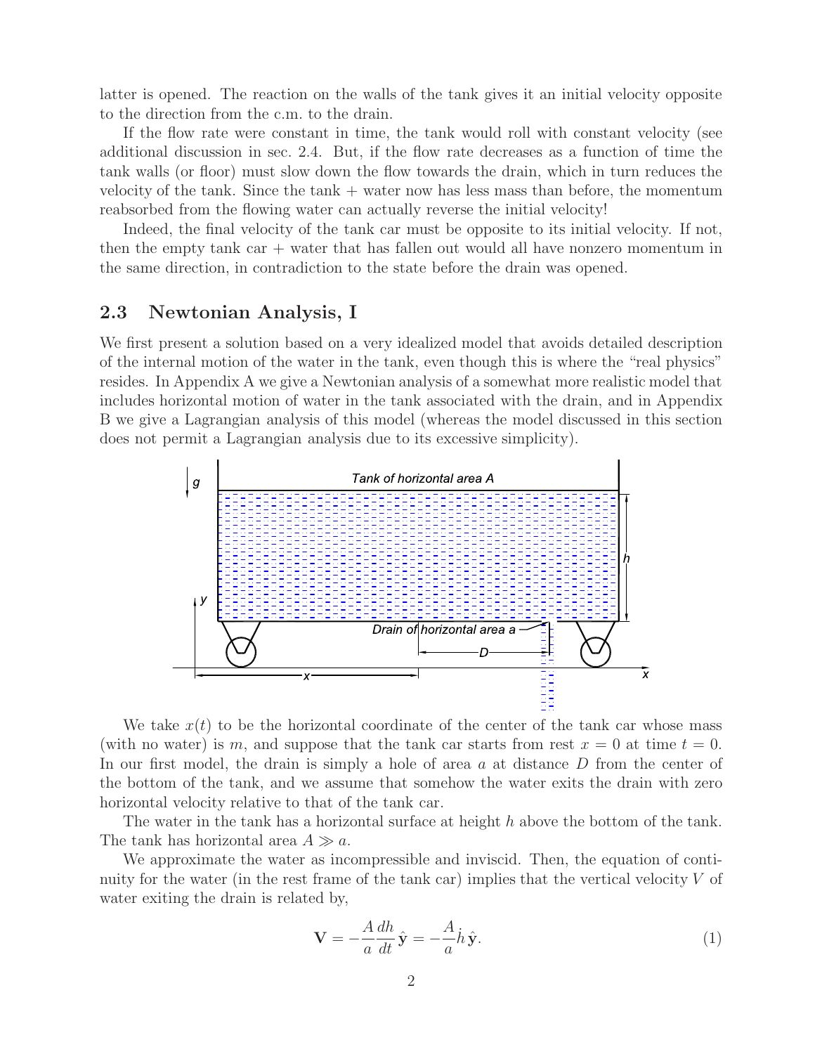latter is opened. The reaction on the walls of the tank gives it an initial velocity opposite to the direction from the c.m. to the drain.

If the flow rate were constant in time, the tank would roll with constant velocity (see additional discussion in sec. 2.4. But, if the flow rate decreases as a function of time the tank walls (or floor) must slow down the flow towards the drain, which in turn reduces the velocity of the tank. Since the tank + water now has less mass than before, the momentum reabsorbed from the flowing water can actually reverse the initial velocity!

Indeed, the final velocity of the tank car must be opposite to its initial velocity. If not, then the empty tank car + water that has fallen out would all have nonzero momentum in the same direction, in contradiction to the state before the drain was opened.

## 2.3 Newtonian Analysis, I

We first present a solution based on a very idealized model that avoids detailed description of the internal motion of the water in the tank, even though this is where the "real physics" resides. In Appendix A we give a Newtonian analysis of a somewhat more realistic model that includes horizontal motion of water in the tank associated with the drain, and in Appendix B we give a Lagrangian analysis of this model (whereas the model discussed in this section does not permit a Lagrangian analysis due to its excessive simplicity).

We take $x(t)$ to be the horizontal coordinate of the center of the tank car whose mass (with no water) is $m$, and suppose that the tank car starts from rest $x = 0$ at time $t = 0$. In our first model, the drain is simply a hole of area $a$ at distance $D$ from the center of the bottom of the tank, and we assume that somehow the water exits the drain with zero horizontal velocity relative to that of the tank car.

The water in the tank has a horizontal surface at height $h$ above the bottom of the tank. The tank has horizontal area $A \gg a$.

We approximate the water as incompressible and inviscid. Then, the equation of continuity for the water (in the rest frame of the tank car) implies that the vertical velocity $V$ of water exiting the drain is related by,

$$\mathbf{V} = -\frac{A}{a}\frac{dh}{dt}\,\hat{\mathbf{y}} = -\frac{A}{a}\dot{h}\,\hat{\mathbf{y}}. \tag{1}$$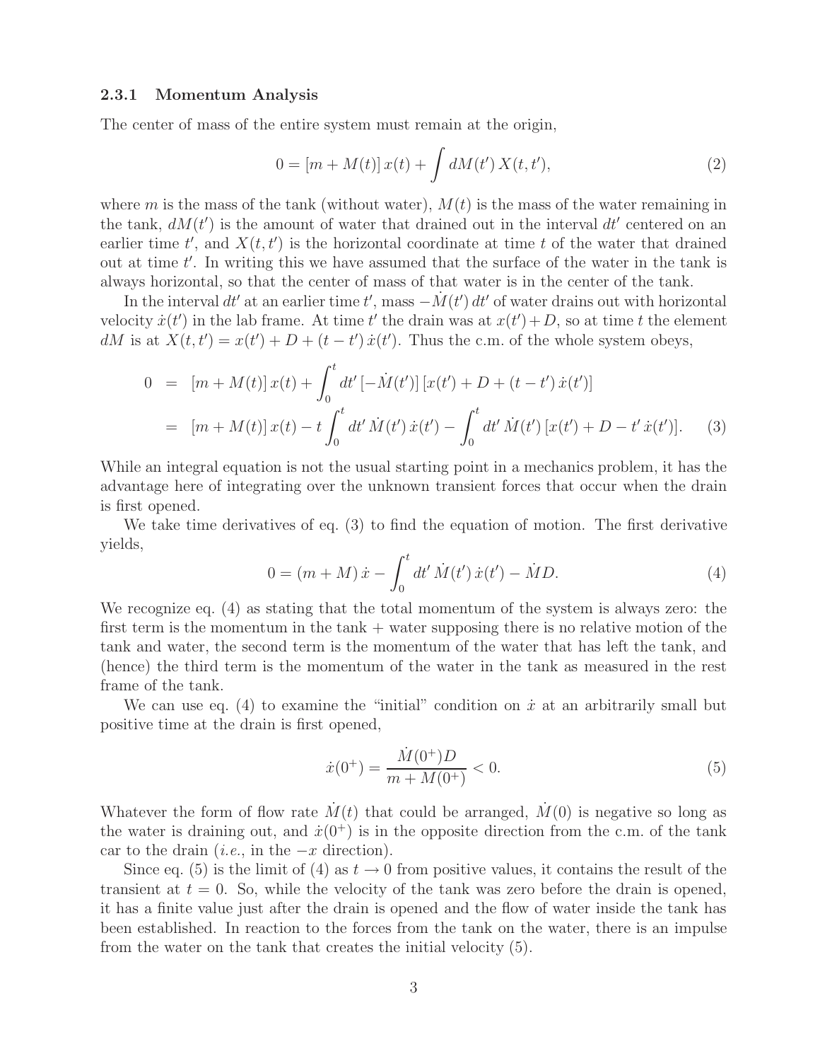### 2.3.1 Momentum Analysis

The center of mass of the entire system must remain at the origin,

$$0 = [m + M(t)]\, x(t) + \int dM(t')\, X(t,t'), \tag{2}$$

where $m$ is the mass of the tank (without water), $M(t)$ is the mass of the water remaining in the tank, $dM(t')$ is the amount of water that drained out in the interval $dt'$ centered on an earlier time $t'$, and $X(t,t')$ is the horizontal coordinate at time $t$ of the water that drained out at time $t'$. In writing this we have assumed that the surface of the water in the tank is always horizontal, so that the center of mass of that water is in the center of the tank.

In the interval $dt'$ at an earlier time $t'$, mass $-\dot{M}(t')\, dt'$ of water drains out with horizontal velocity $\dot{x}(t')$ in the lab frame. At time $t'$ the drain was at $x(t') + D$, so at time $t$ the element $dM$ is at $X(t,t') = x(t') + D + (t - t')\,\dot{x}(t')$. Thus the c.m. of the whole system obeys,

$$\begin{aligned} 0 &= [m + M(t)]\, x(t) + \int_0^t dt'\, [-\dot{M}(t')]\, [x(t') + D + (t - t')\,\dot{x}(t')] \\ &= [m + M(t)]\, x(t) - t \int_0^t dt'\, \dot{M}(t')\, \dot{x}(t') - \int_0^t dt'\, \dot{M}(t')\, [x(t') + D - t'\,\dot{x}(t')]. \end{aligned} \tag{3}$$

While an integral equation is not the usual starting point in a mechanics problem, it has the advantage here of integrating over the unknown transient forces that occur when the drain is first opened.

We take time derivatives of eq. (3) to find the equation of motion. The first derivative yields,

$$0 = (m + M)\,\dot{x} - \int_0^t dt'\, \dot{M}(t')\, \dot{x}(t') - \dot{M} D. \tag{4}$$

We recognize eq. (4) as stating that the total momentum of the system is always zero: the first term is the momentum in the tank + water supposing there is no relative motion of the tank and water, the second term is the momentum of the water that has left the tank, and (hence) the third term is the momentum of the water in the tank as measured in the rest frame of the tank.

We can use eq. (4) to examine the "initial" condition on $\dot{x}$ at an arbitrarily small but positive time at the drain is first opened,

$$\dot{x}(0^+) = \frac{\dot{M}(0^+) D}{m + M(0^+)} < 0. \tag{5}$$

Whatever the form of flow rate $\dot{M}(t)$ that could be arranged, $\dot{M}(0)$ is negative so long as the water is draining out, and $\dot{x}(0^+)$ is in the opposite direction from the c.m. of the tank car to the drain (*i.e.*, in the $-x$ direction).

Since eq. (5) is the limit of (4) as $t \to 0$ from positive values, it contains the result of the transient at $t = 0$. So, while the velocity of the tank was zero before the drain is opened, it has a finite value just after the drain is opened and the flow of water inside the tank has been established. In reaction to the forces from the tank on the water, there is an impulse from the water on the tank that creates the initial velocity (5).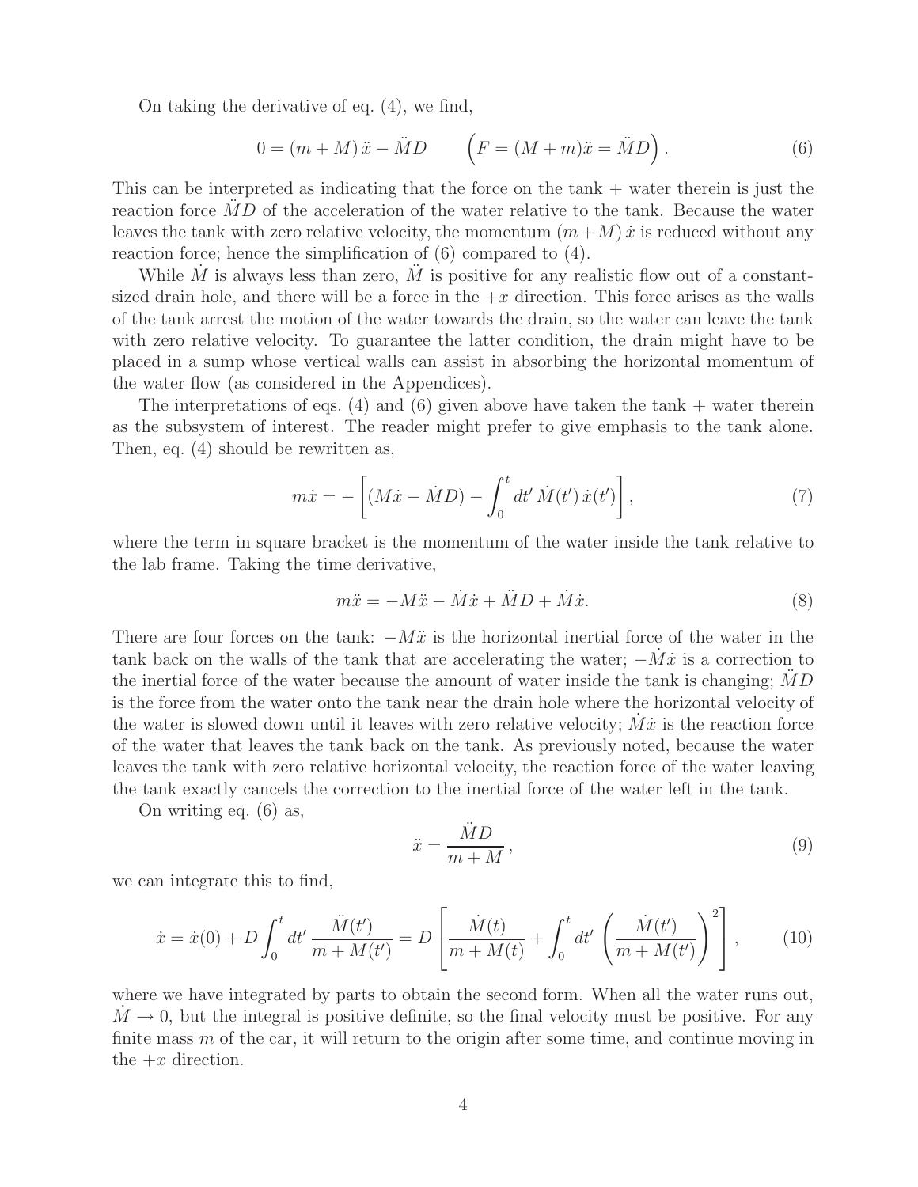On taking the derivative of eq. (4), we find,

$$0 = (m + M)\,\ddot{x} - \ddot{M}D \qquad \left(F = (M + m)\ddot{x} = \ddot{M}D\right). \tag{6}$$

This can be interpreted as indicating that the force on the tank + water therein is just the reaction force $\ddot{M}D$ of the acceleration of the water relative to the tank. Because the water leaves the tank with zero relative velocity, the momentum $(m + M)\,\dot{x}$ is reduced without any reaction force; hence the simplification of (6) compared to (4).

While $\dot{M}$ is always less than zero, $\ddot{M}$ is positive for any realistic flow out of a constant-sized drain hole, and there will be a force in the $+x$ direction. This force arises as the walls of the tank arrest the motion of the water towards the drain, so the water can leave the tank with zero relative velocity. To guarantee the latter condition, the drain might have to be placed in a sump whose vertical walls can assist in absorbing the horizontal momentum of the water flow (as considered in the Appendices).

The interpretations of eqs. (4) and (6) given above have taken the tank + water therein as the subsystem of interest. The reader might prefer to give emphasis to the tank alone. Then, eq. (4) should be rewritten as,

$$m\dot{x} = -\left[(M\dot{x} - \dot{M}D) - \int_0^t dt'\,\dot{M}(t')\,\dot{x}(t')\right], \tag{7}$$

where the term in square bracket is the momentum of the water inside the tank relative to the lab frame. Taking the time derivative,

$$m\ddot{x} = -M\ddot{x} - \dot{M}\dot{x} + \ddot{M}D + \dot{M}\dot{x}. \tag{8}$$

There are four forces on the tank: $-M\ddot{x}$ is the horizontal inertial force of the water in the tank back on the walls of the tank that are accelerating the water; $-\dot{M}\dot{x}$ is a correction to the inertial force of the water because the amount of water inside the tank is changing; $\ddot{M}D$ is the force from the water onto the tank near the drain hole where the horizontal velocity of the water is slowed down until it leaves with zero relative velocity; $\dot{M}\dot{x}$ is the reaction force of the water that leaves the tank back on the tank. As previously noted, because the water leaves the tank with zero relative horizontal velocity, the reaction force of the water leaving the tank exactly cancels the correction to the inertial force of the water left in the tank.

On writing eq. (6) as,

$$\ddot{x} = \frac{\ddot{M}D}{m + M}\,, \tag{9}$$

we can integrate this to find,

$$\dot{x} = \dot{x}(0) + D\int_0^t dt'\,\frac{\ddot{M}(t')}{m + M(t')} = D\left[\frac{\dot{M}(t)}{m + M(t)} + \int_0^t dt'\,\left(\frac{\dot{M}(t')}{m + M(t')}\right)^2\right], \tag{10}$$

where we have integrated by parts to obtain the second form. When all the water runs out, $\dot{M} \to 0$, but the integral is positive definite, so the final velocity must be positive. For any finite mass $m$ of the car, it will return to the origin after some time, and continue moving in the $+x$ direction.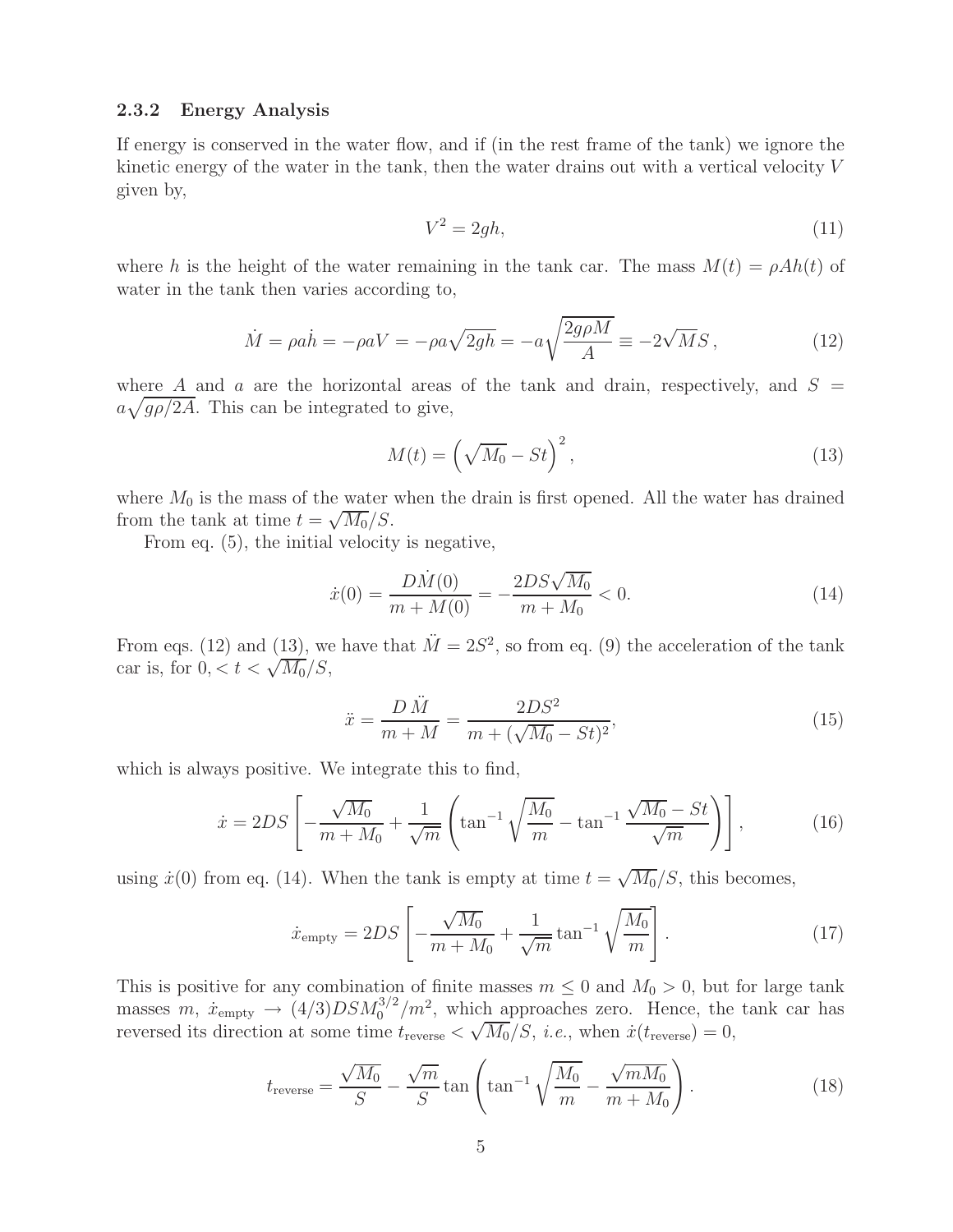### 2.3.2 Energy Analysis

If energy is conserved in the water flow, and if (in the rest frame of the tank) we ignore the kinetic energy of the water in the tank, then the water drains out with a vertical velocity $V$ given by,

$$V^2 = 2gh, \tag{11}$$

where $h$ is the height of the water remaining in the tank car. The mass $M(t) = \rho A h(t)$ of water in the tank then varies according to,

$$\dot{M} = \rho a \dot{h} = -\rho a V = -\rho a \sqrt{2gh} = -a\sqrt{\frac{2g\rho M}{A}} \equiv -2\sqrt{M}S\,, \tag{12}$$

where $A$ and $a$ are the horizontal areas of the tank and drain, respectively, and $S = a\sqrt{g\rho/2A}$. This can be integrated to give,

$$M(t) = \left(\sqrt{M_0} - St\right)^2, \tag{13}$$

where $M_0$ is the mass of the water when the drain is first opened. All the water has drained from the tank at time $t = \sqrt{M_0}/S$.

From eq. (5), the initial velocity is negative,

$$\dot{x}(0) = \frac{D\dot{M}(0)}{m + M(0)} = -\frac{2DS\sqrt{M_0}}{m + M_0} < 0. \tag{14}$$

From eqs. (12) and (13), we have that $\ddot{M} = 2S^2$, so from eq. (9) the acceleration of the tank car is, for $0, < t < \sqrt{M_0}/S$,

$$\ddot{x} = \frac{D\,\ddot{M}}{m + M} = \frac{2DS^2}{m + (\sqrt{M_0} - St)^2}, \tag{15}$$

which is always positive. We integrate this to find,

$$\dot{x} = 2DS\left[-\frac{\sqrt{M_0}}{m + M_0} + \frac{1}{\sqrt{m}}\left(\tan^{-1}\sqrt{\frac{M_0}{m}} - \tan^{-1}\frac{\sqrt{M_0} - St}{\sqrt{m}}\right)\right], \tag{16}$$

using $\dot{x}(0)$ from eq. (14). When the tank is empty at time $t = \sqrt{M_0}/S$, this becomes,

$$\dot{x}_{\text{empty}} = 2DS\left[-\frac{\sqrt{M_0}}{m + M_0} + \frac{1}{\sqrt{m}}\tan^{-1}\sqrt{\frac{M_0}{m}}\right]. \tag{17}$$

This is positive for any combination of finite masses $m \le 0$ and $M_0 > 0$, but for large tank masses $m$, $\dot{x}_{\text{empty}} \to (4/3)DSM_0^{3/2}/m^2$, which approaches zero. Hence, the tank car has reversed its direction at some time $t_{\text{reverse}} < \sqrt{M_0}/S$, *i.e.*, when $\dot{x}(t_{\text{reverse}}) = 0$,

$$t_{\text{reverse}} = \frac{\sqrt{M_0}}{S} - \frac{\sqrt{m}}{S}\tan\left(\tan^{-1}\sqrt{\frac{M_0}{m}} - \frac{\sqrt{mM_0}}{m + M_0}\right). \tag{18}$$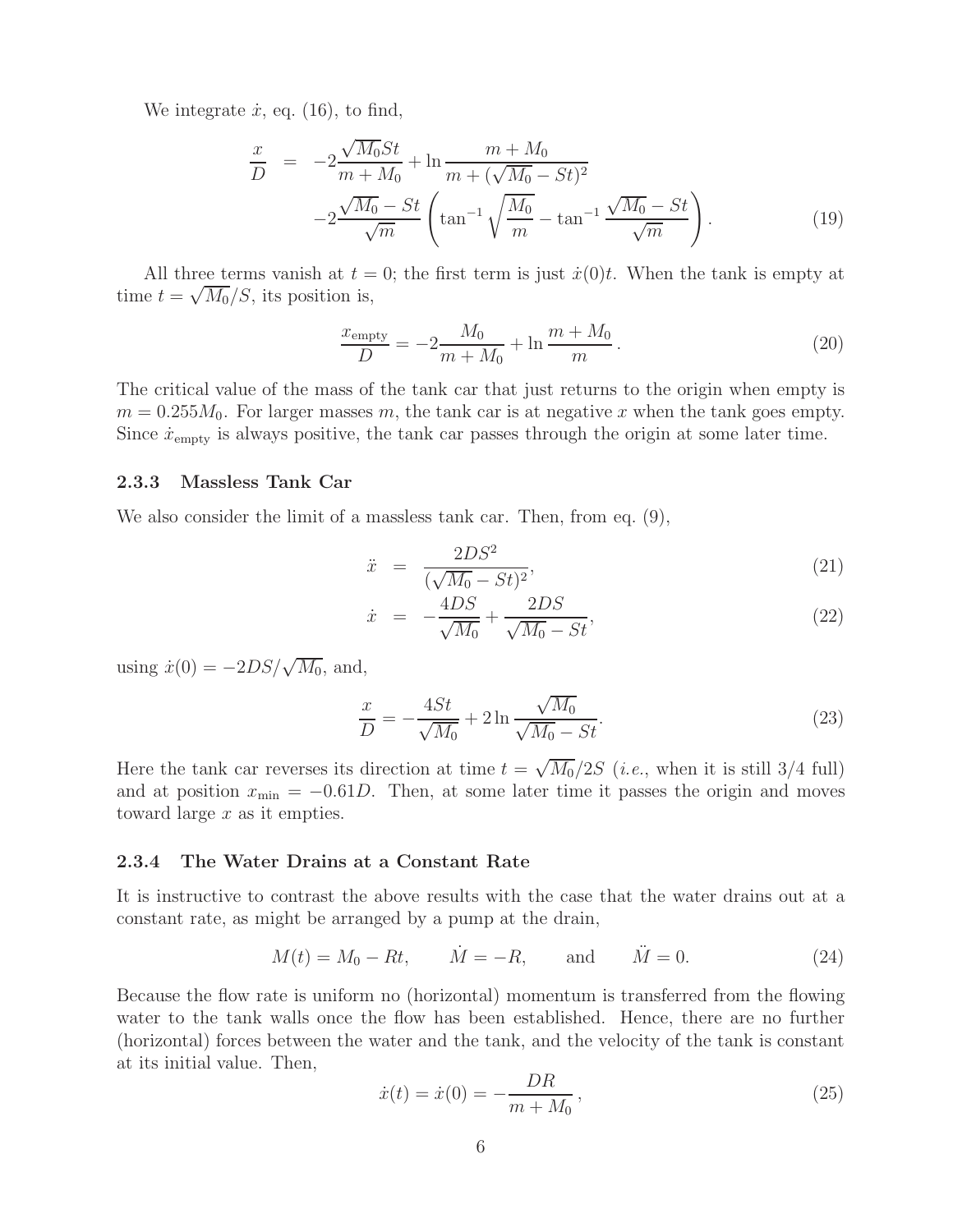We integrate $\dot{x}$, eq. (16), to find,

$$
\begin{aligned}
\frac{x}{D} &= -2\frac{\sqrt{M_0}St}{m+M_0} + \ln\frac{m+M_0}{m+(\sqrt{M_0}-St)^2} \\
&\quad -2\frac{\sqrt{M_0}-St}{\sqrt{m}}\left(\tan^{-1}\sqrt{\frac{M_0}{m}} - \tan^{-1}\frac{\sqrt{M_0}-St}{\sqrt{m}}\right). \qquad (19)
\end{aligned}
$$

All three terms vanish at $t = 0$; the first term is just $\dot{x}(0)t$. When the tank is empty at time $t = \sqrt{M_0}/S$, its position is,

$$
\frac{x_{\rm empty}}{D} = -2\frac{M_0}{m+M_0} + \ln\frac{m+M_0}{m}\,. \qquad (20)
$$

The critical value of the mass of the tank car that just returns to the origin when empty is $m = 0.255M_0$. For larger masses $m$, the tank car is at negative $x$ when the tank goes empty. Since $\dot{x}_{\rm empty}$ is always positive, the tank car passes through the origin at some later time.

### 2.3.3 Massless Tank Car

We also consider the limit of a massless tank car. Then, from eq. (9),

$$
\ddot{x} = \frac{2DS^2}{(\sqrt{M_0}-St)^2}, \qquad (21)
$$

$$
\dot{x} = -\frac{4DS}{\sqrt{M_0}} + \frac{2DS}{\sqrt{M_0}-St}, \qquad (22)
$$

using $\dot{x}(0) = -2DS/\sqrt{M_0}$, and,

$$
\frac{x}{D} = -\frac{4St}{\sqrt{M_0}} + 2\ln\frac{\sqrt{M_0}}{\sqrt{M_0}-St}. \qquad (23)
$$

Here the tank car reverses its direction at time $t = \sqrt{M_0}/2S$ (*i.e.*, when it is still 3/4 full) and at position $x_{\rm min} = -0.61D$. Then, at some later time it passes the origin and moves toward large $x$ as it empties.

### 2.3.4 The Water Drains at a Constant Rate

It is instructive to contrast the above results with the case that the water drains out at a constant rate, as might be arranged by a pump at the drain,

$$
M(t) = M_0 - Rt, \qquad \dot{M} = -R, \qquad \text{and} \qquad \ddot{M} = 0. \qquad (24)
$$

Because the flow rate is uniform no (horizontal) momentum is transferred from the flowing water to the tank walls once the flow has been established. Hence, there are no further (horizontal) forces between the water and the tank, and the velocity of the tank is constant at its initial value. Then,

$$
\dot{x}(t) = \dot{x}(0) = -\frac{DR}{m+M_0}\,, \qquad (25)
$$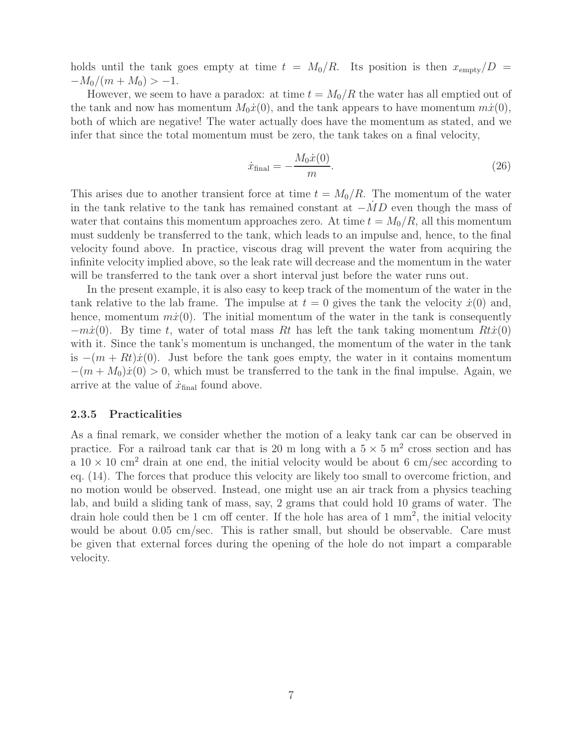holds until the tank goes empty at time $t = M_0/R$. Its position is then $x_{\rm empty}/D = -M_0/(m + M_0) > -1$.

However, we seem to have a paradox: at time $t = M_0/R$ the water has all emptied out of the tank and now has momentum $M_0\dot{x}(0)$, and the tank appears to have momentum $m\dot{x}(0)$, both of which are negative! The water actually does have the momentum as stated, and we infer that since the total momentum must be zero, the tank takes on a final velocity,

$$\dot{x}_{\rm final} = -\frac{M_0\dot{x}(0)}{m}. \tag{26}$$

This arises due to another transient force at time $t = M_0/R$. The momentum of the water in the tank relative to the tank has remained constant at $-\dot{M}D$ even though the mass of water that contains this momentum approaches zero. At time $t = M_0/R$, all this momentum must suddenly be transferred to the tank, which leads to an impulse and, hence, to the final velocity found above. In practice, viscous drag will prevent the water from acquiring the infinite velocity implied above, so the leak rate will decrease and the momentum in the water will be transferred to the tank over a short interval just before the water runs out.

In the present example, it is also easy to keep track of the momentum of the water in the tank relative to the lab frame. The impulse at $t = 0$ gives the tank the velocity $\dot{x}(0)$ and, hence, momentum $m\dot{x}(0)$. The initial momentum of the water in the tank is consequently $-m\dot{x}(0)$. By time $t$, water of total mass $Rt$ has left the tank taking momentum $Rt\dot{x}(0)$ with it. Since the tank's momentum is unchanged, the momentum of the water in the tank is $-(m + Rt)\dot{x}(0)$. Just before the tank goes empty, the water in it contains momentum $-(m + M_0)\dot{x}(0) > 0$, which must be transferred to the tank in the final impulse. Again, we arrive at the value of $\dot{x}_{\rm final}$ found above.

### 2.3.5 Practicalities

As a final remark, we consider whether the motion of a leaky tank car can be observed in practice. For a railroad tank car that is 20 m long with a $5 \times 5$ m$^2$ cross section and has a $10 \times 10$ cm$^2$ drain at one end, the initial velocity would be about 6 cm/sec according to eq. (14). The forces that produce this velocity are likely too small to overcome friction, and no motion would be observed. Instead, one might use an air track from a physics teaching lab, and build a sliding tank of mass, say, 2 grams that could hold 10 grams of water. The drain hole could then be 1 cm off center. If the hole has area of 1 mm$^2$, the initial velocity would be about 0.05 cm/sec. This is rather small, but should be observable. Care must be given that external forces during the opening of the hole do not impart a comparable velocity.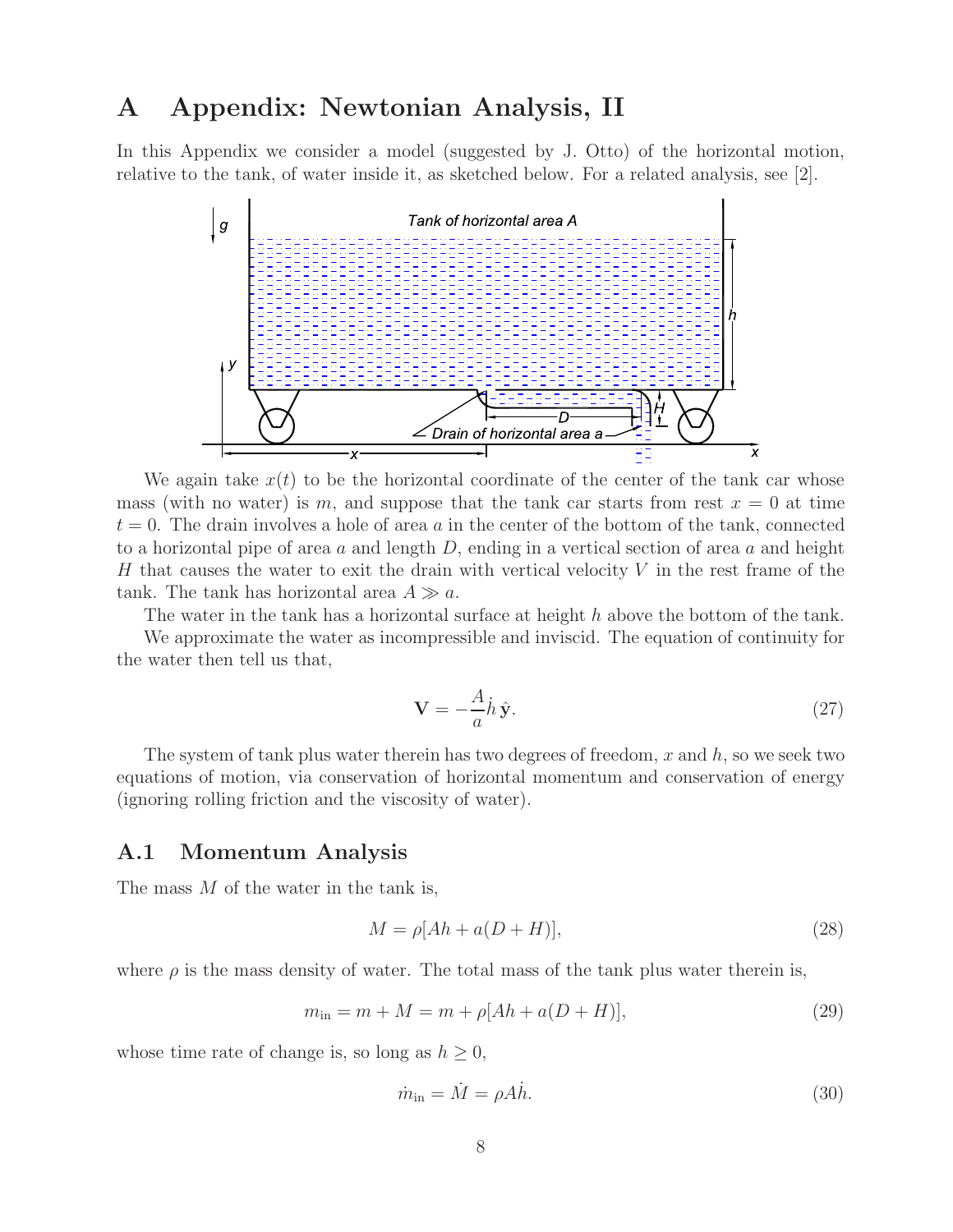# A Appendix: Newtonian Analysis, II

In this Appendix we consider a model (suggested by J. Otto) of the horizontal motion, relative to the tank, of water inside it, as sketched below. For a related analysis, see [2].

We again take $x(t)$ to be the horizontal coordinate of the center of the tank car whose mass (with no water) is $m$, and suppose that the tank car starts from rest $x = 0$ at time $t = 0$. The drain involves a hole of area $a$ in the center of the bottom of the tank, connected to a horizontal pipe of area $a$ and length $D$, ending in a vertical section of area $a$ and height $H$ that causes the water to exit the drain with vertical velocity $V$ in the rest frame of the tank. The tank has horizontal area $A \gg a$.

The water in the tank has a horizontal surface at height $h$ above the bottom of the tank.

We approximate the water as incompressible and inviscid. The equation of continuity for the water then tell us that,

$$\mathbf{V} = -\frac{A}{a}\dot{h}\,\hat{\mathbf{y}}. \tag{27}$$

The system of tank plus water therein has two degrees of freedom, $x$ and $h$, so we seek two equations of motion, via conservation of horizontal momentum and conservation of energy (ignoring rolling friction and the viscosity of water).

## A.1 Momentum Analysis

The mass $M$ of the water in the tank is,

$$M = \rho[Ah + a(D + H)], \tag{28}$$

where $\rho$ is the mass density of water. The total mass of the tank plus water therein is,

$$m_{\rm in} = m + M = m + \rho[Ah + a(D + H)], \tag{29}$$

whose time rate of change is, so long as $h \geq 0$,

$$\dot{m}_{\rm in} = \dot{M} = \rho A\dot{h}. \tag{30}$$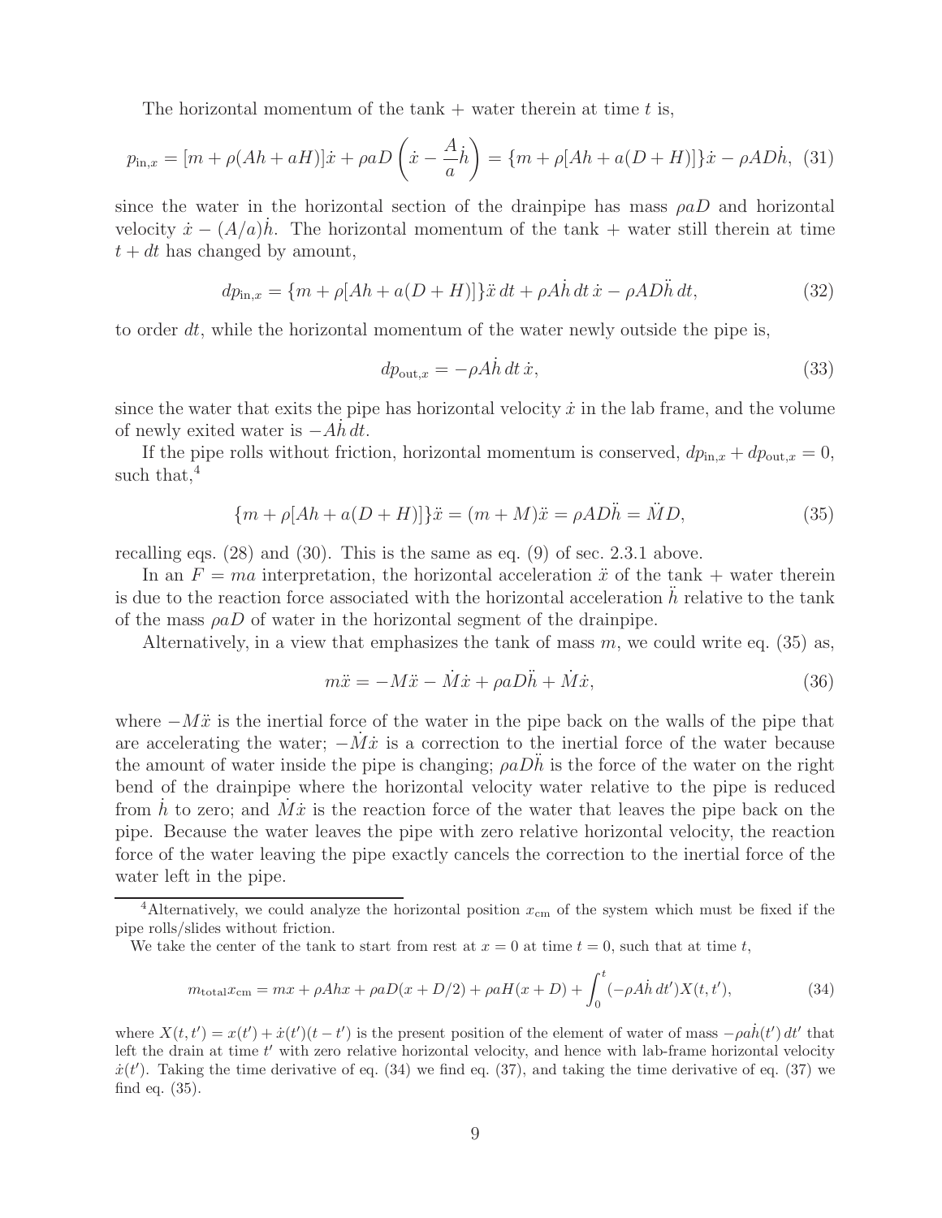The horizontal momentum of the tank + water therein at time $t$ is,

$$p_{\mathrm{in},x} = [m + \rho(Ah + aH)]\dot{x} + \rho a D\left(\dot{x} - \frac{A}{a}\dot{h}\right) = \{m + \rho[Ah + a(D+H)]\}\dot{x} - \rho A D\dot{h}, \quad (31)$$

since the water in the horizontal section of the drainpipe has mass $\rho a D$ and horizontal velocity $\dot{x} - (A/a)\dot{h}$. The horizontal momentum of the tank + water still therein at time $t + dt$ has changed by amount,

$$dp_{\mathrm{in},x} = \{m + \rho[Ah + a(D+H)]\}\ddot{x}\,dt + \rho A\dot{h}\,dt\,\dot{x} - \rho A D\ddot{h}\,dt, \quad (32)$$

to order $dt$, while the horizontal momentum of the water newly outside the pipe is,

$$dp_{\mathrm{out},x} = -\rho A\dot{h}\,dt\,\dot{x}, \quad (33)$$

since the water that exits the pipe has horizontal velocity $\dot{x}$ in the lab frame, and the volume of newly exited water is $-A\dot{h}\,dt$.

If the pipe rolls without friction, horizontal momentum is conserved, $dp_{\mathrm{in},x} + dp_{\mathrm{out},x} = 0$, such that,[4]

$$\{m + \rho[Ah + a(D+H)]\}\ddot{x} = (m+M)\ddot{x} = \rho A D\ddot{h} = \ddot{M}D, \quad (35)$$

recalling eqs. (28) and (30). This is the same as eq. (9) of sec. 2.3.1 above.

In an $F = ma$ interpretation, the horizontal acceleration $\ddot{x}$ of the tank + water therein is due to the reaction force associated with the horizontal acceleration $\ddot{h}$ relative to the tank of the mass $\rho a D$ of water in the horizontal segment of the drainpipe.

Alternatively, in a view that emphasizes the tank of mass $m$, we could write eq. (35) as,

$$m\ddot{x} = -M\ddot{x} - \dot{M}\dot{x} + \rho a D\ddot{h} + \dot{M}\dot{x}, \quad (36)$$

where $-M\ddot{x}$ is the inertial force of the water in the pipe back on the walls of the pipe that are accelerating the water; $-\dot{M}\dot{x}$ is a correction to the inertial force of the water because the amount of water inside the pipe is changing; $\rho a D\ddot{h}$ is the force of the water on the right bend of the drainpipe where the horizontal velocity water relative to the pipe is reduced from $\dot{h}$ to zero; and $\dot{M}\dot{x}$ is the reaction force of the water that leaves the pipe back on the pipe. Because the water leaves the pipe with zero relative horizontal velocity, the reaction force of the water leaving the pipe exactly cancels the correction to the inertial force of the water left in the pipe.

---

[4]Alternatively, we could analyze the horizontal position $x_{\mathrm{cm}}$ of the system which must be fixed if the pipe rolls/slides without friction.

We take the center of the tank to start from rest at $x = 0$ at time $t = 0$, such that at time $t$,

$$m_{\mathrm{total}}x_{\mathrm{cm}} = mx + \rho Ahx + \rho a D(x + D/2) + \rho a H(x + D) + \int_0^t (-\rho A\dot{h}\,dt')X(t,t'), \quad (34)$$

where $X(t,t') = x(t') + \dot{x}(t')(t - t')$ is the present position of the element of water of mass $-\rho a\dot{h}(t')\,dt'$ that left the drain at time $t'$ with zero relative horizontal velocity, and hence with lab-frame horizontal velocity $\dot{x}(t')$. Taking the time derivative of eq. (34) we find eq. (37), and taking the time derivative of eq. (37) we find eq. (35).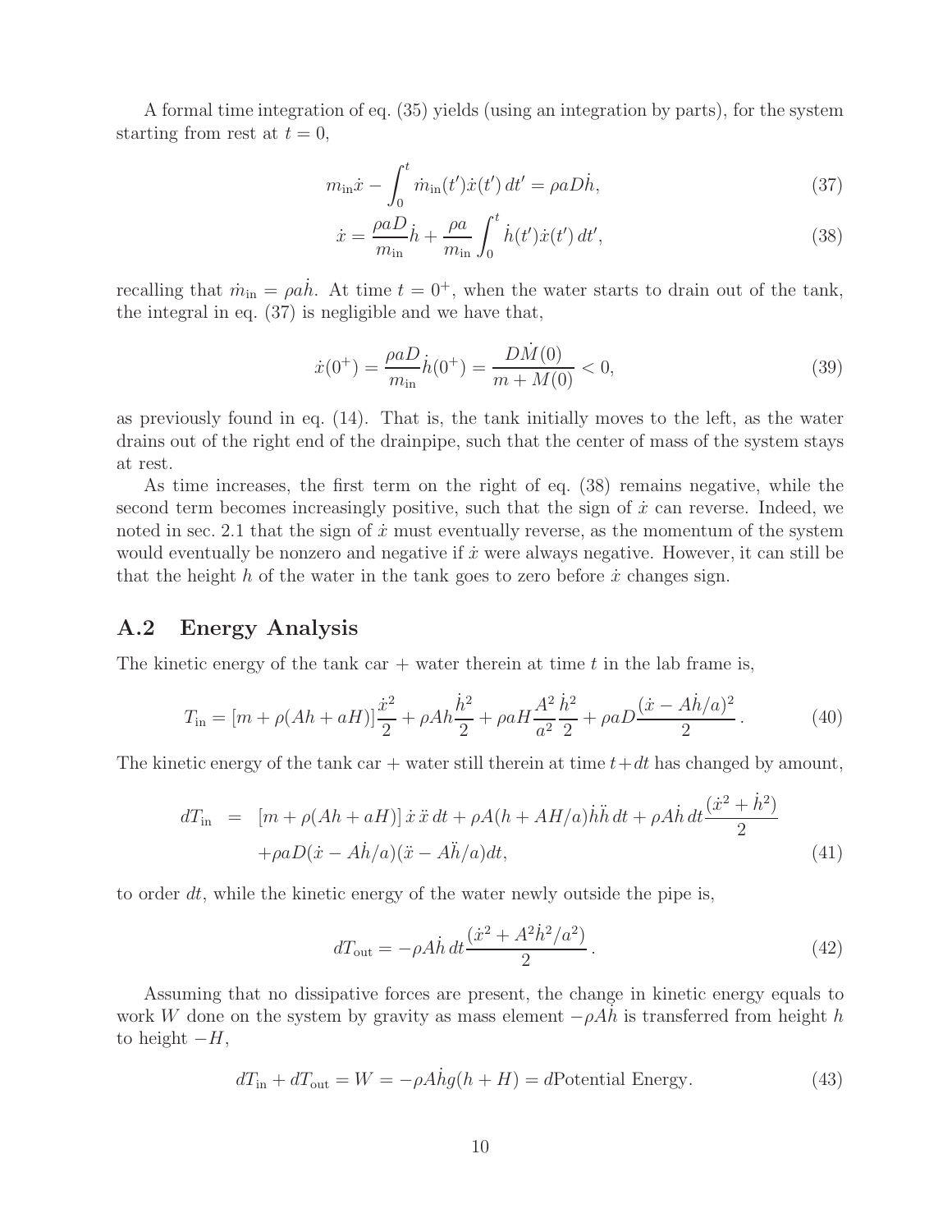A formal time integration of eq. (35) yields (using an integration by parts), for the system starting from rest at $t = 0$,

$$m_{\rm in}\dot{x} - \int_0^t \dot{m}_{\rm in}(t')\dot{x}(t')\,dt' = \rho a D\dot{h}, \tag{37}$$

$$\dot{x} = \frac{\rho a D}{m_{\rm in}}\dot{h} + \frac{\rho a}{m_{\rm in}}\int_0^t \dot{h}(t')\dot{x}(t')\,dt', \tag{38}$$

recalling that $\dot{m}_{\rm in} = \rho a\dot{h}$. At time $t = 0^+$, when the water starts to drain out of the tank, the integral in eq. (37) is negligible and we have that,

$$\dot{x}(0^+) = \frac{\rho a D}{m_{\rm in}}\dot{h}(0^+) = \frac{D\dot{M}(0)}{m + M(0)} < 0, \tag{39}$$

as previously found in eq. (14). That is, the tank initially moves to the left, as the water drains out of the right end of the drainpipe, such that the center of mass of the system stays at rest.

As time increases, the first term on the right of eq. (38) remains negative, while the second term becomes increasingly positive, such that the sign of $\dot{x}$ can reverse. Indeed, we noted in sec. 2.1 that the sign of $\dot{x}$ must eventually reverse, as the momentum of the system would eventually be nonzero and negative if $\dot{x}$ were always negative. However, it can still be that the height $h$ of the water in the tank goes to zero before $\dot{x}$ changes sign.

## A.2 Energy Analysis

The kinetic energy of the tank car + water therein at time $t$ in the lab frame is,

$$T_{\rm in} = [m + \rho(Ah + aH)]\frac{\dot{x}^2}{2} + \rho Ah\frac{\dot{h}^2}{2} + \rho aH\frac{A^2}{a^2}\frac{\dot{h}^2}{2} + \rho aD\frac{(\dot{x} - A\dot{h}/a)^2}{2}. \tag{40}$$

The kinetic energy of the tank car + water still therein at time $t + dt$ has changed by amount,

$$\begin{aligned} dT_{\rm in} &= [m + \rho(Ah + aH)]\,\dot{x}\,\ddot{x}\,dt + \rho A(h + AH/a)\dot{h}\ddot{h}\,dt + \rho A\dot{h}\,dt\frac{(\dot{x}^2 + \dot{h}^2)}{2} \\ &\quad + \rho aD(\dot{x} - A\dot{h}/a)(\ddot{x} - A\ddot{h}/a)dt, \end{aligned} \tag{41}$$

to order $dt$, while the kinetic energy of the water newly outside the pipe is,

$$dT_{\rm out} = -\rho A\dot{h}\,dt\frac{(\dot{x}^2 + A^2\dot{h}^2/a^2)}{2}. \tag{42}$$

Assuming that no dissipative forces are present, the change in kinetic energy equals to work $W$ done on the system by gravity as mass element $-\rho A\dot{h}$ is transferred from height $h$ to height $-H$,

$$dT_{\rm in} + dT_{\rm out} = W = -\rho A\dot{h}g(h + H) = d\text{Potential Energy}. \tag{43}$$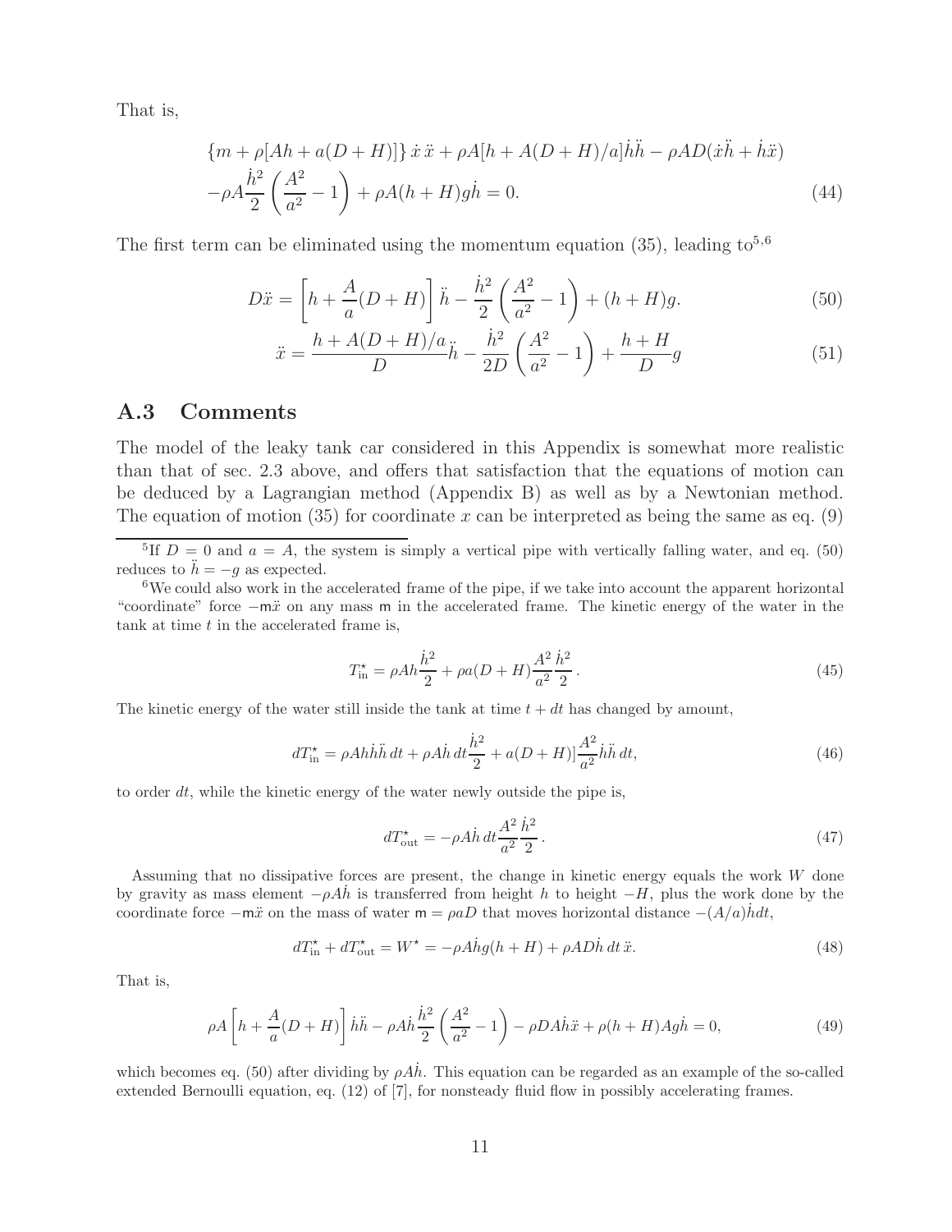That is,

$$
\begin{aligned}
&\{m+\rho[Ah+a(D+H)]\}\,\dot{x}\,\ddot{x}+\rho A[h+A(D+H)/a]\dot{h}\ddot{h}-\rho AD(\dot{x}\ddot{h}+\dot{h}\ddot{x}) \\
&-\rho A\frac{\dot{h}^2}{2}\left(\frac{A^2}{a^2}-1\right)+\rho A(h+H)g\dot{h}=0.
\end{aligned}
\tag{44}
$$

The first term can be eliminated using the momentum equation (35), leading to[5,6]

$$
D\ddot{x}=\left[h+\frac{A}{a}(D+H)\right]\ddot{h}-\frac{\dot{h}^2}{2}\left(\frac{A^2}{a^2}-1\right)+(h+H)g. \tag{50}
$$

$$
\ddot{x}=\frac{h+A(D+H)/a}{D}\ddot{h}-\frac{\dot{h}^2}{2D}\left(\frac{A^2}{a^2}-1\right)+\frac{h+H}{D}g \tag{51}
$$

## A.3 Comments

The model of the leaky tank car considered in this Appendix is somewhat more realistic than that of sec. 2.3 above, and offers that satisfaction that the equations of motion can be deduced by a Lagrangian method (Appendix B) as well as by a Newtonian method. The equation of motion (35) for coordinate $x$ can be interpreted as being the same as eq. (9)

---

[5] If $D=0$ and $a=A$, the system is simply a vertical pipe with vertically falling water, and eq. (50) reduces to $\ddot{h}=-g$ as expected.

[6] We could also work in the accelerated frame of the pipe, if we take into account the apparent horizontal "coordinate" force $-\mathsf{m}\ddot{x}$ on any mass $\mathsf{m}$ in the accelerated frame. The kinetic energy of the water in the tank at time $t$ in the accelerated frame is,

$$
T^{\star}_{\rm in}=\rho Ah\frac{\dot{h}^2}{2}+\rho a(D+H)\frac{A^2}{a^2}\frac{\dot{h}^2}{2}\,. \tag{45}
$$

The kinetic energy of the water still inside the tank at time $t+dt$ has changed by amount,

$$
dT^{\star}_{\rm in}=\rho Ah\dot{h}\ddot{h}\,dt+\rho A\dot{h}\,dt\frac{\dot{h}^2}{2}+a(D+H)]\frac{A^2}{a^2}\dot{h}\ddot{h}\,dt, \tag{46}
$$

to order $dt$, while the kinetic energy of the water newly outside the pipe is,

$$
dT^{\star}_{\rm out}=-\rho A\dot{h}\,dt\frac{A^2}{a^2}\frac{\dot{h}^2}{2}\,. \tag{47}
$$

Assuming that no dissipative forces are present, the change in kinetic energy equals the work $W$ done by gravity as mass element $-\rho A\dot{h}$ is transferred from height $h$ to height $-H$, plus the work done by the coordinate force $-\mathsf{m}\ddot{x}$ on the mass of water $\mathsf{m}=\rho aD$ that moves horizontal distance $-(A/a)\dot{h}dt$,

$$
dT^{\star}_{\rm in}+dT^{\star}_{\rm out}=W^{\star}=-\rho A\dot{h}g(h+H)+\rho AD\dot{h}\,dt\,\ddot{x}. \tag{48}
$$

That is,

$$
\rho A\left[h+\frac{A}{a}(D+H)\right]\dot{h}\ddot{h}-\rho A\dot{h}\frac{\dot{h}^2}{2}\left(\frac{A^2}{a^2}-1\right)-\rho DA\dot{h}\ddot{x}+\rho(h+H)Ag\dot{h}=0, \tag{49}
$$

which becomes eq. (50) after dividing by $\rho A\dot{h}$. This equation can be regarded as an example of the so-called extended Bernoulli equation, eq. (12) of [7], for nonsteady fluid flow in possibly accelerating frames.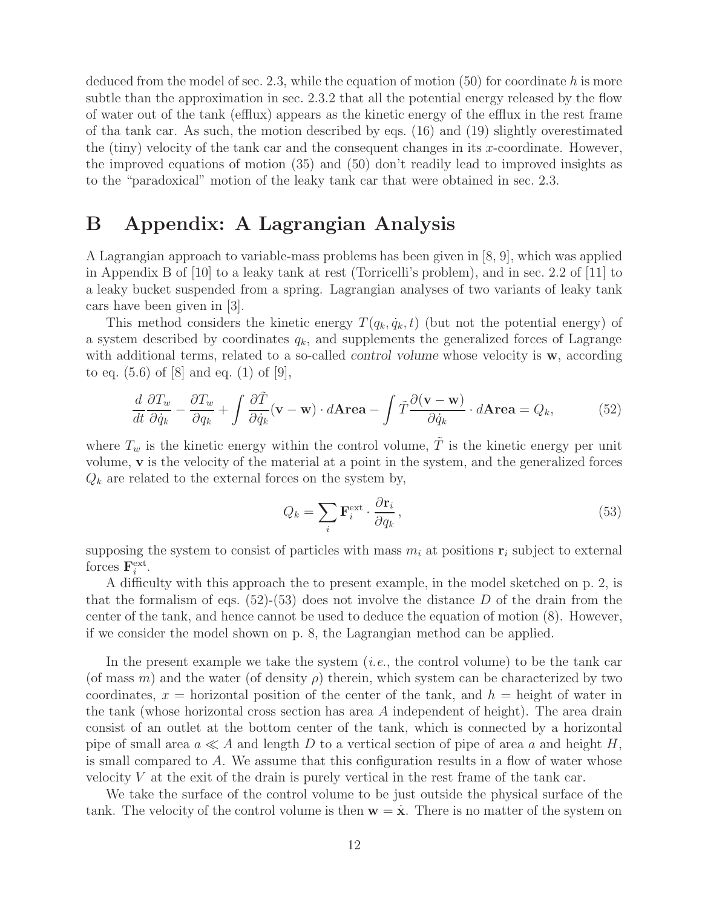deduced from the model of sec. 2.3, while the equation of motion (50) for coordinate $h$ is more subtle than the approximation in sec. 2.3.2 that all the potential energy released by the flow of water out of the tank (efflux) appears as the kinetic energy of the efflux in the rest frame of tha tank car. As such, the motion described by eqs. (16) and (19) slightly overestimated the (tiny) velocity of the tank car and the consequent changes in its $x$-coordinate. However, the improved equations of motion (35) and (50) don't readily lead to improved insights as to the "paradoxical" motion of the leaky tank car that were obtained in sec. 2.3.

# B Appendix: A Lagrangian Analysis

A Lagrangian approach to variable-mass problems has been given in [8, 9], which was applied in Appendix B of [10] to a leaky tank at rest (Torricelli's problem), and in sec. 2.2 of [11] to a leaky bucket suspended from a spring. Lagrangian analyses of two variants of leaky tank cars have been given in [3].

This method considers the kinetic energy $T(q_k, \dot{q}_k, t)$ (but not the potential energy) of a system described by coordinates $q_k$, and supplements the generalized forces of Lagrange with additional terms, related to a so-called *control volume* whose velocity is $\mathbf{w}$, according to eq. (5.6) of [8] and eq. (1) of [9],

$$\frac{d}{dt}\frac{\partial T_w}{\partial \dot{q}_k} - \frac{\partial T_w}{\partial q_k} + \int \frac{\partial \tilde{T}}{\partial \dot{q}_k}(\mathbf{v} - \mathbf{w}) \cdot d\mathbf{Area} - \int \tilde{T}\frac{\partial(\mathbf{v} - \mathbf{w})}{\partial \dot{q}_k} \cdot d\mathbf{Area} = Q_k, \tag{52}$$

where $T_w$ is the kinetic energy within the control volume, $\tilde{T}$ is the kinetic energy per unit volume, $\mathbf{v}$ is the velocity of the material at a point in the system, and the generalized forces $Q_k$ are related to the external forces on the system by,

$$Q_k = \sum_i \mathbf{F}_i^{\text{ext}} \cdot \frac{\partial \mathbf{r}_i}{\partial q_k}, \tag{53}$$

supposing the system to consist of particles with mass $m_i$ at positions $\mathbf{r}_i$ subject to external forces $\mathbf{F}_i^{\text{ext}}$.

A difficulty with this approach the to present example, in the model sketched on p. 2, is that the formalism of eqs. (52)-(53) does not involve the distance $D$ of the drain from the center of the tank, and hence cannot be used to deduce the equation of motion (8). However, if we consider the model shown on p. 8, the Lagrangian method can be applied.

In the present example we take the system (*i.e.*, the control volume) to be the tank car (of mass $m$) and the water (of density $\rho$) therein, which system can be characterized by two coordinates, $x$ = horizontal position of the center of the tank, and $h$ = height of water in the tank (whose horizontal cross section has area $A$ independent of height). The area drain consist of an outlet at the bottom center of the tank, which is connected by a horizontal pipe of small area $a \ll A$ and length $D$ to a vertical section of pipe of area $a$ and height $H$, is small compared to $A$. We assume that this configuration results in a flow of water whose velocity $V$ at the exit of the drain is purely vertical in the rest frame of the tank car.

We take the surface of the control volume to be just outside the physical surface of the tank. The velocity of the control volume is then $\mathbf{w} = \dot{\mathbf{x}}$. There is no matter of the system on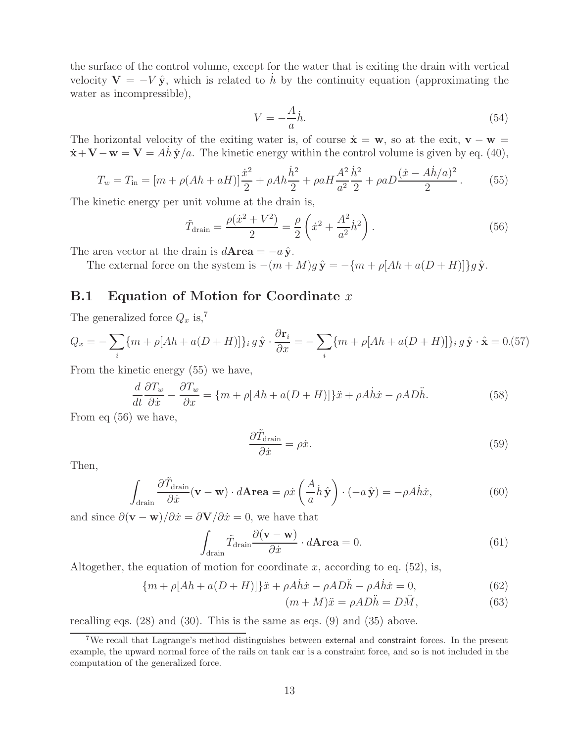the surface of the control volume, except for the water that is exiting the drain with vertical velocity $\mathbf{V} = -V\,\hat{\mathbf{y}}$, which is related to $\dot{h}$ by the continuity equation (approximating the water as incompressible),

$$V = -\frac{A}{a}\dot{h}. \tag{54}$$

The horizontal velocity of the exiting water is, of course $\dot{\mathbf{x}} = \mathbf{w}$, so at the exit, $\mathbf{v} - \mathbf{w} = \dot{\mathbf{x}} + \mathbf{V} - \mathbf{w} = \mathbf{V} = A\dot{h}\,\hat{\mathbf{y}}/a$. The kinetic energy within the control volume is given by eq. (40),

$$T_w = T_{\rm in} = [m + \rho(Ah + aH)]\frac{\dot{x}^2}{2} + \rho Ah\frac{\dot{h}^2}{2} + \rho aH\frac{A^2}{a^2}\frac{\dot{h}^2}{2} + \rho aD\frac{(\dot{x} - A\dot{h}/a)^2}{2}. \tag{55}$$

The kinetic energy per unit volume at the drain is,

$$\tilde{T}_{\rm drain} = \frac{\rho(\dot{x}^2 + V^2)}{2} = \frac{\rho}{2}\left(\dot{x}^2 + \frac{A^2}{a^2}\dot{h}^2\right). \tag{56}$$

The area vector at the drain is $d\mathbf{Area} = -a\,\hat{\mathbf{y}}$.

The external force on the system is $-(m+M)g\,\hat{\mathbf{y}} = -\{m + \rho[Ah + a(D+H)]\}g\,\hat{\mathbf{y}}$.

## B.1 Equation of Motion for Coordinate $x$

The generalized force $Q_x$ is,[7]

$$Q_x = -\sum_i \{m + \rho[Ah + a(D+H)]\}_i\, g\,\hat{\mathbf{y}}\cdot\frac{\partial \mathbf{r}_i}{\partial x} = -\sum_i \{m + \rho[Ah + a(D+H)]\}_i\, g\,\hat{\mathbf{y}}\cdot\hat{\mathbf{x}} = 0. \tag{57}$$

From the kinetic energy (55) we have,

$$\frac{d}{dt}\frac{\partial T_w}{\partial \dot{x}} - \frac{\partial T_w}{\partial x} = \{m + \rho[Ah + a(D+H)]\}\ddot{x} + \rho A\dot{h}\dot{x} - \rho AD\ddot{h}. \tag{58}$$

From eq (56) we have,

$$\frac{\partial \tilde{T}_{\rm drain}}{\partial \dot{x}} = \rho\dot{x}. \tag{59}$$

Then,

$$\int_{\rm drain}\frac{\partial \tilde{T}_{\rm drain}}{\partial \dot{x}}(\mathbf{v} - \mathbf{w})\cdot d\mathbf{Area} = \rho\dot{x}\left(\frac{A}{a}\dot{h}\,\hat{\mathbf{y}}\right)\cdot(-a\,\hat{\mathbf{y}}) = -\rho A\dot{h}\dot{x}, \tag{60}$$

and since $\partial(\mathbf{v} - \mathbf{w})/\partial\dot{x} = \partial\mathbf{V}/\partial\dot{x} = 0$, we have that

$$\int_{\rm drain}\tilde{T}_{\rm drain}\frac{\partial(\mathbf{v} - \mathbf{w})}{\partial \dot{x}}\cdot d\mathbf{Area} = 0. \tag{61}$$

Altogether, the equation of motion for coordinate $x$, according to eq. (52), is,

$$\{m + \rho[Ah + a(D+H)]\}\ddot{x} + \rho A\dot{h}\dot{x} - \rho AD\ddot{h} - \rho A\dot{h}\dot{x} = 0, \tag{62}$$

$$(m+M)\ddot{x} = \rho AD\ddot{h} = D\ddot{M}, \tag{63}$$

recalling eqs. (28) and (30). This is the same as eqs. (9) and (35) above.

[7] We recall that Lagrange's method distinguishes between external and constraint forces. In the present example, the upward normal force of the rails on tank car is a constraint force, and so is not included in the computation of the generalized force.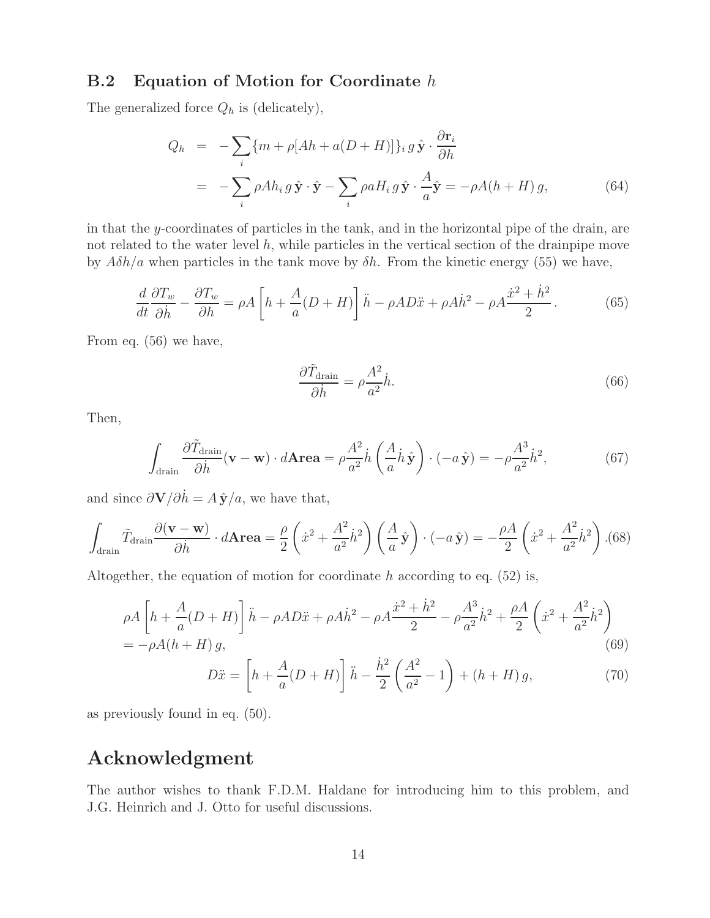### B.2 Equation of Motion for Coordinate $h$

The generalized force $Q_h$ is (delicately),

$$
\begin{aligned}
Q_h &= -\sum_i \{m + \rho[Ah + a(D+H)]\}_i \, g \, \hat{\mathbf{y}} \cdot \frac{\partial \mathbf{r}_i}{\partial h} \\
&= -\sum_i \rho A h_i \, g \, \hat{\mathbf{y}} \cdot \hat{\mathbf{y}} - \sum_i \rho a H_i \, g \, \hat{\mathbf{y}} \cdot \frac{A}{a}\hat{\mathbf{y}} = -\rho A(h+H)\, g, \qquad (64)
\end{aligned}
$$

in that the $y$-coordinates of particles in the tank, and in the horizontal pipe of the drain, are not related to the water level $h$, while particles in the vertical section of the drainpipe move by $A\delta h/a$ when particles in the tank move by $\delta h$. From the kinetic energy (55) we have,

$$
\frac{d}{dt}\frac{\partial T_w}{\partial \dot{h}} - \frac{\partial T_w}{\partial h} = \rho A\left[h + \frac{A}{a}(D+H)\right]\ddot{h} - \rho A D\ddot{x} + \rho A\dot{h}^2 - \rho A\frac{\dot{x}^2 + \dot{h}^2}{2}. \qquad (65)
$$

From eq. (56) we have,

$$
\frac{\partial \tilde{T}_{\text{drain}}}{\partial \dot{h}} = \rho \frac{A^2}{a^2}\dot{h}. \qquad (66)
$$

Then,

$$
\int_{\text{drain}} \frac{\partial \tilde{T}_{\text{drain}}}{\partial \dot{h}}(\mathbf{v} - \mathbf{w}) \cdot d\mathbf{Area} = \rho\frac{A^2}{a^2}\dot{h}\left(\frac{A}{a}\dot{h}\,\hat{\mathbf{y}}\right) \cdot (-a\,\hat{\mathbf{y}}) = -\rho\frac{A^3}{a^2}\dot{h}^2, \qquad (67)
$$

and since $\partial \mathbf{V}/\partial \dot{h} = A\,\hat{\mathbf{y}}/a$, we have that,

$$
\int_{\text{drain}} \tilde{T}_{\text{drain}} \frac{\partial(\mathbf{v} - \mathbf{w})}{\partial \dot{h}} \cdot d\mathbf{Area} = \frac{\rho}{2}\left(\dot{x}^2 + \frac{A^2}{a^2}\dot{h}^2\right)\left(\frac{A}{a}\,\hat{\mathbf{y}}\right) \cdot (-a\,\hat{\mathbf{y}}) = -\frac{\rho A}{2}\left(\dot{x}^2 + \frac{A^2}{a^2}\dot{h}^2\right). \qquad (68)
$$

Altogether, the equation of motion for coordinate $h$ according to eq. (52) is,

$$
\begin{aligned}
&\rho A\left[h + \frac{A}{a}(D+H)\right]\ddot{h} - \rho A D\ddot{x} + \rho A\dot{h}^2 - \rho A\frac{\dot{x}^2 + \dot{h}^2}{2} - \rho\frac{A^3}{a^2}\dot{h}^2 + \frac{\rho A}{2}\left(\dot{x}^2 + \frac{A^2}{a^2}\dot{h}^2\right) \\
&= -\rho A(h+H)\, g, \qquad (69)
\end{aligned}
$$

$$
D\ddot{x} = \left[h + \frac{A}{a}(D+H)\right]\ddot{h} - \frac{\dot{h}^2}{2}\left(\frac{A^2}{a^2} - 1\right) + (h+H)\, g, \qquad (70)
$$

as previously found in eq. (50).

## Acknowledgment

The author wishes to thank F.D.M. Haldane for introducing him to this problem, and J.G. Heinrich and J. Otto for useful discussions.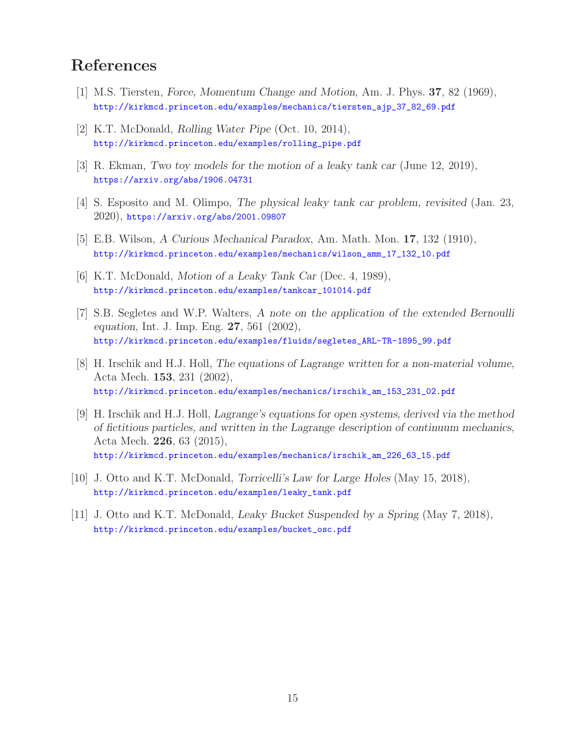## References

[1] M.S. Tiersten, *Force, Momentum Change and Motion*, Am. J. Phys. **37**, 82 (1969), http://kirkmcd.princeton.edu/examples/mechanics/tiersten_ajp_37_82_69.pdf

[2] K.T. McDonald, *Rolling Water Pipe* (Oct. 10, 2014), http://kirkmcd.princeton.edu/examples/rolling_pipe.pdf

[3] R. Ekman, *Two toy models for the motion of a leaky tank car* (June 12, 2019), https://arxiv.org/abs/1906.04731

[4] S. Esposito and M. Olimpo, *The physical leaky tank car problem, revisited* (Jan. 23, 2020), https://arxiv.org/abs/2001.09807

[5] E.B. Wilson, *A Curious Mechanical Paradox*, Am. Math. Mon. **17**, 132 (1910), http://kirkmcd.princeton.edu/examples/mechanics/wilson_amm_17_132_10.pdf

[6] K.T. McDonald, *Motion of a Leaky Tank Car* (Dec. 4, 1989), http://kirkmcd.princeton.edu/examples/tankcar_101014.pdf

[7] S.B. Segletes and W.P. Walters, *A note on the application of the extended Bernoulli equation*, Int. J. Imp. Eng. **27**, 561 (2002), http://kirkmcd.princeton.edu/examples/fluids/segletes_ARL-TR-1895_99.pdf

[8] H. Irschik and H.J. Holl, *The equations of Lagrange written for a non-material volume*, Acta Mech. **153**, 231 (2002), http://kirkmcd.princeton.edu/examples/mechanics/irschik_am_153_231_02.pdf

[9] H. Irschik and H.J. Holl, *Lagrange's equations for open systems, derived via the method of fictitious particles, and written in the Lagrange description of continuum mechanics*, Acta Mech. **226**, 63 (2015), http://kirkmcd.princeton.edu/examples/mechanics/irschik_am_226_63_15.pdf

[10] J. Otto and K.T. McDonald, *Torricelli's Law for Large Holes* (May 15, 2018), http://kirkmcd.princeton.edu/examples/leaky_tank.pdf

[11] J. Otto and K.T. McDonald, *Leaky Bucket Suspended by a Spring* (May 7, 2018), http://kirkmcd.princeton.edu/examples/bucket_osc.pdf